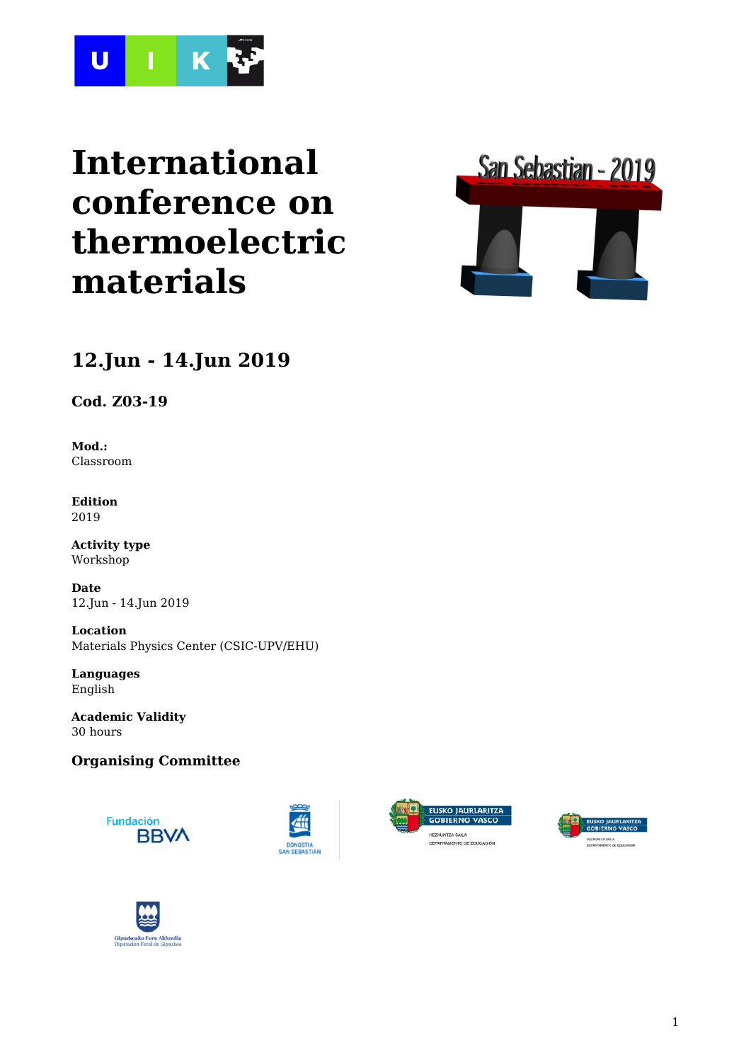# International conference on thermoelectric materials

## 12.Jun - 14.Jun 2019

**Cod. Z03-19**

**Mod.:**
Classroom

**Edition**
2019

**Activity type**
Workshop

**Date**
12.Jun - 14.Jun 2019

**Location**
Materials Physics Center (CSIC-UPV/EHU)

**Languages**
English

**Academic Validity**
30 hours

### Organising Committee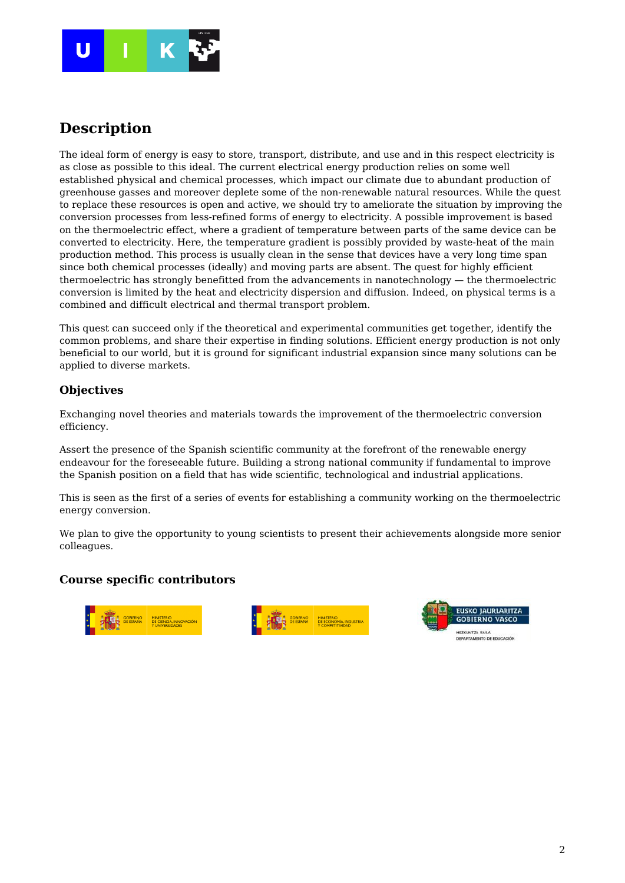## Description

The ideal form of energy is easy to store, transport, distribute, and use and in this respect electricity is as close as possible to this ideal. The current electrical energy production relies on some well established physical and chemical processes, which impact our climate due to abundant production of greenhouse gasses and moreover deplete some of the non-renewable natural resources. While the quest to replace these resources is open and active, we should try to ameliorate the situation by improving the conversion processes from less-refined forms of energy to electricity. A possible improvement is based on the thermoelectric effect, where a gradient of temperature between parts of the same device can be converted to electricity. Here, the temperature gradient is possibly provided by waste-heat of the main production method. This process is usually clean in the sense that devices have a very long time span since both chemical processes (ideally) and moving parts are absent. The quest for highly efficient thermoelectric has strongly benefitted from the advancements in nanotechnology — the thermoelectric conversion is limited by the heat and electricity dispersion and diffusion. Indeed, on physical terms is a combined and difficult electrical and thermal transport problem.

This quest can succeed only if the theoretical and experimental communities get together, identify the common problems, and share their expertise in finding solutions. Efficient energy production is not only beneficial to our world, but it is ground for significant industrial expansion since many solutions can be applied to diverse markets.

### Objectives

Exchanging novel theories and materials towards the improvement of the thermoelectric conversion efficiency.

Assert the presence of the Spanish scientific community at the forefront of the renewable energy endeavour for the foreseeable future. Building a strong national community if fundamental to improve the Spanish position on a field that has wide scientific, technological and industrial applications.

This is seen as the first of a series of events for establishing a community working on the thermoelectric energy conversion.

We plan to give the opportunity to young scientists to present their achievements alongside more senior colleagues.

### Course specific contributors

GOBIERNO DE ESPAÑA — MINISTERIO DE CIENCIA, INNOVACIÓN Y UNIVERSIDADES

GOBIERNO DE ESPAÑA — MINISTERIO DE ECONOMÍA, INDUSTRIA Y COMPETITIVIDAD

EUSKO JAURLARITZA — GOBIERNO VASCO — HEZKUNTZA SAILA — DEPARTAMENTO DE EDUCACIÓN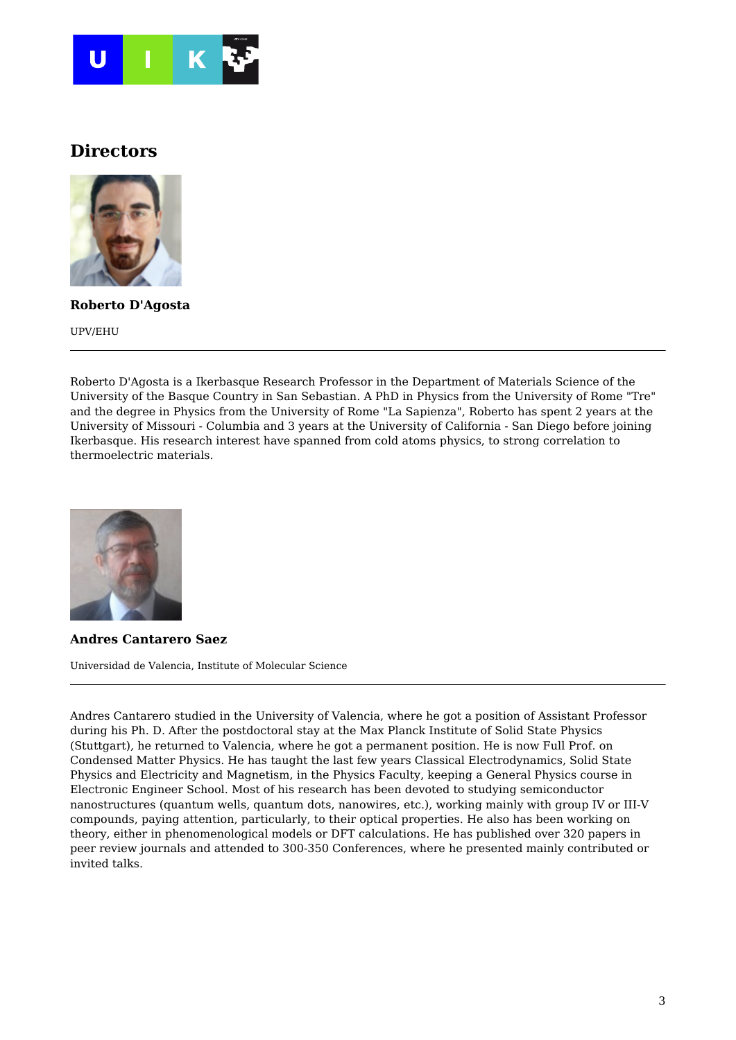## Directors

**Roberto D'Agosta**

UPV/EHU

---

Roberto D'Agosta is a Ikerbasque Research Professor in the Department of Materials Science of the University of the Basque Country in San Sebastian. A PhD in Physics from the University of Rome "Tre" and the degree in Physics from the University of Rome "La Sapienza", Roberto has spent 2 years at the University of Missouri - Columbia and 3 years at the University of California - San Diego before joining Ikerbasque. His research interest have spanned from cold atoms physics, to strong correlation to thermoelectric materials.

**Andres Cantarero Saez**

Universidad de Valencia, Institute of Molecular Science

---

Andres Cantarero studied in the University of Valencia, where he got a position of Assistant Professor during his Ph. D. After the postdoctoral stay at the Max Planck Institute of Solid State Physics (Stuttgart), he returned to Valencia, where he got a permanent position. He is now Full Prof. on Condensed Matter Physics. He has taught the last few years Classical Electrodynamics, Solid State Physics and Electricity and Magnetism, in the Physics Faculty, keeping a General Physics course in Electronic Engineer School. Most of his research has been devoted to studying semiconductor nanostructures (quantum wells, quantum dots, nanowires, etc.), working mainly with group IV or III-V compounds, paying attention, particularly, to their optical properties. He also has been working on theory, either in phenomenological models or DFT calculations. He has published over 320 papers in peer review journals and attended to 300-350 Conferences, where he presented mainly contributed or invited talks.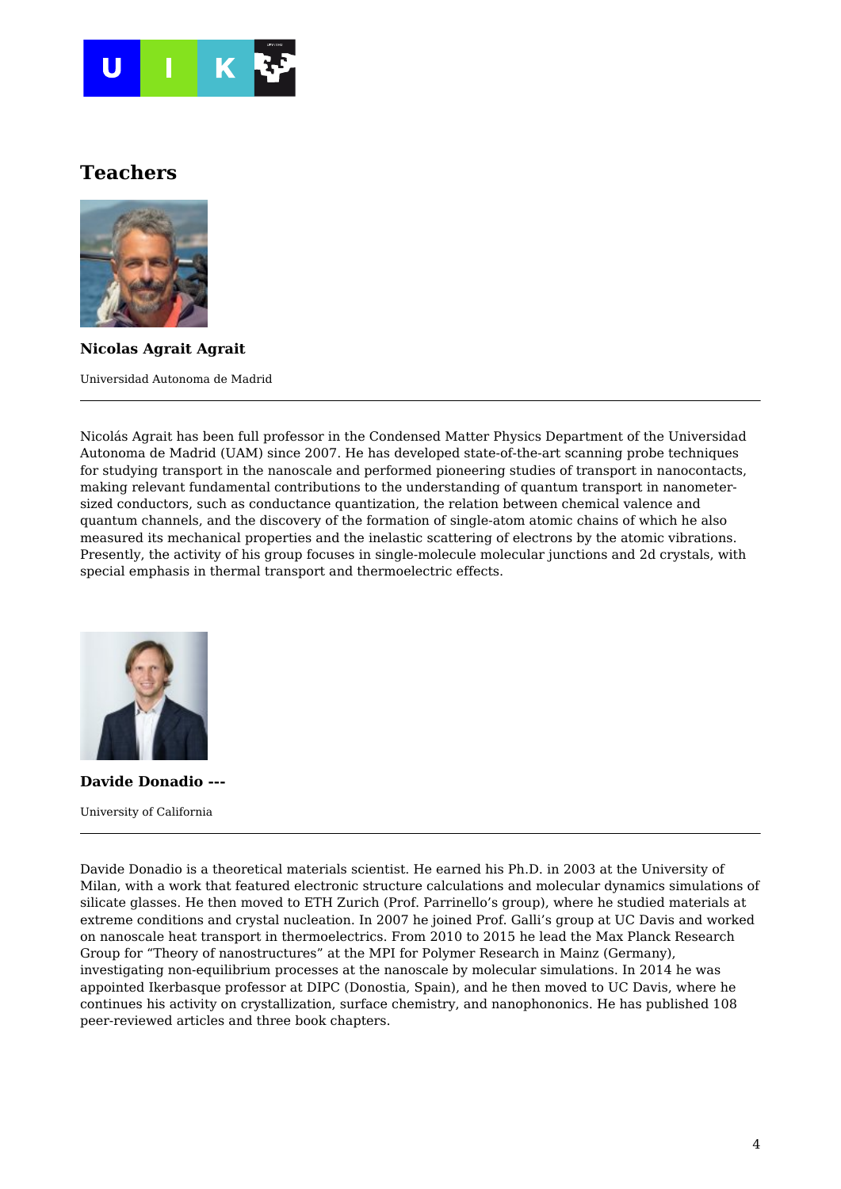## Teachers

**Nicolas Agrait Agrait**

Universidad Autonoma de Madrid

---

Nicolás Agrait has been full professor in the Condensed Matter Physics Department of the Universidad Autonoma de Madrid (UAM) since 2007. He has developed state-of-the-art scanning probe techniques for studying transport in the nanoscale and performed pioneering studies of transport in nanocontacts, making relevant fundamental contributions to the understanding of quantum transport in nanometer-sized conductors, such as conductance quantization, the relation between chemical valence and quantum channels, and the discovery of the formation of single-atom atomic chains of which he also measured its mechanical properties and the inelastic scattering of electrons by the atomic vibrations. Presently, the activity of his group focuses in single-molecule molecular junctions and 2d crystals, with special emphasis in thermal transport and thermoelectric effects.

**Davide Donadio ---**

University of California

---

Davide Donadio is a theoretical materials scientist. He earned his Ph.D. in 2003 at the University of Milan, with a work that featured electronic structure calculations and molecular dynamics simulations of silicate glasses. He then moved to ETH Zurich (Prof. Parrinello's group), where he studied materials at extreme conditions and crystal nucleation. In 2007 he joined Prof. Galli's group at UC Davis and worked on nanoscale heat transport in thermoelectrics. From 2010 to 2015 he lead the Max Planck Research Group for "Theory of nanostructures" at the MPI for Polymer Research in Mainz (Germany), investigating non-equilibrium processes at the nanoscale by molecular simulations. In 2014 he was appointed Ikerbasque professor at DIPC (Donostia, Spain), and he then moved to UC Davis, where he continues his activity on crystallization, surface chemistry, and nanophononics. He has published 108 peer-reviewed articles and three book chapters.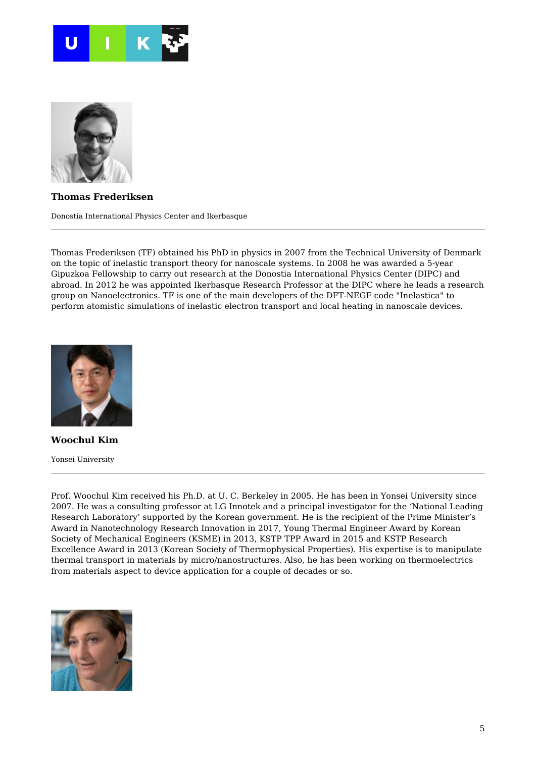**Thomas Frederiksen**

Donostia International Physics Center and Ikerbasque

---

Thomas Frederiksen (TF) obtained his PhD in physics in 2007 from the Technical University of Denmark on the topic of inelastic transport theory for nanoscale systems. In 2008 he was awarded a 5-year Gipuzkoa Fellowship to carry out research at the Donostia International Physics Center (DIPC) and abroad. In 2012 he was appointed Ikerbasque Research Professor at the DIPC where he leads a research group on Nanoelectronics. TF is one of the main developers of the DFT-NEGF code "Inelastica" to perform atomistic simulations of inelastic electron transport and local heating in nanoscale devices.

**Woochul Kim**

Yonsei University

---

Prof. Woochul Kim received his Ph.D. at U. C. Berkeley in 2005. He has been in Yonsei University since 2007. He was a consulting professor at LG Innotek and a principal investigator for the 'National Leading Research Laboratory' supported by the Korean government. He is the recipient of the Prime Minister's Award in Nanotechnology Research Innovation in 2017, Young Thermal Engineer Award by Korean Society of Mechanical Engineers (KSME) in 2013, KSTP TPP Award in 2015 and KSTP Research Excellence Award in 2013 (Korean Society of Thermophysical Properties). His expertise is to manipulate thermal transport in materials by micro/nanostructures. Also, he has been working on thermoelectrics from materials aspect to device application for a couple of decades or so.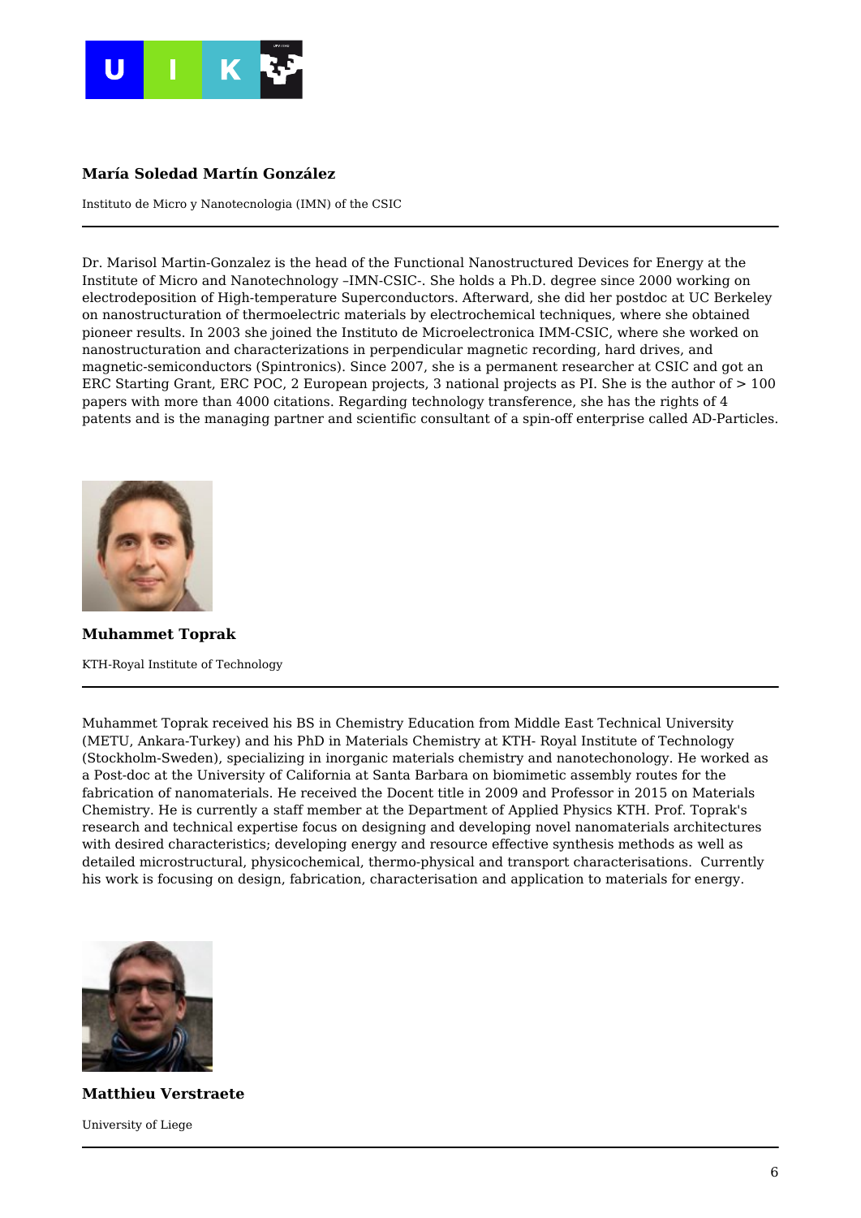**María Soledad Martín González**

Instituto de Micro y Nanotecnologia (IMN) of the CSIC

---

Dr. Marisol Martin-Gonzalez is the head of the Functional Nanostructured Devices for Energy at the Institute of Micro and Nanotechnology –IMN-CSIC-. She holds a Ph.D. degree since 2000 working on electrodeposition of High-temperature Superconductors. Afterward, she did her postdoc at UC Berkeley on nanostructuration of thermoelectric materials by electrochemical techniques, where she obtained pioneer results. In 2003 she joined the Instituto de Microelectronica IMM-CSIC, where she worked on nanostructuration and characterizations in perpendicular magnetic recording, hard drives, and magnetic-semiconductors (Spintronics). Since 2007, she is a permanent researcher at CSIC and got an ERC Starting Grant, ERC POC, 2 European projects, 3 national projects as PI. She is the author of > 100 papers with more than 4000 citations. Regarding technology transference, she has the rights of 4 patents and is the managing partner and scientific consultant of a spin-off enterprise called AD-Particles.

**Muhammet Toprak**

KTH-Royal Institute of Technology

---

Muhammet Toprak received his BS in Chemistry Education from Middle East Technical University (METU, Ankara-Turkey) and his PhD in Materials Chemistry at KTH- Royal Institute of Technology (Stockholm-Sweden), specializing in inorganic materials chemistry and nanotechonology. He worked as a Post-doc at the University of California at Santa Barbara on biomimetic assembly routes for the fabrication of nanomaterials. He received the Docent title in 2009 and Professor in 2015 on Materials Chemistry. He is currently a staff member at the Department of Applied Physics KTH. Prof. Toprak's research and technical expertise focus on designing and developing novel nanomaterials architectures with desired characteristics; developing energy and resource effective synthesis methods as well as detailed microstructural, physicochemical, thermo-physical and transport characterisations. Currently his work is focusing on design, fabrication, characterisation and application to materials for energy.

**Matthieu Verstraete**

University of Liege

---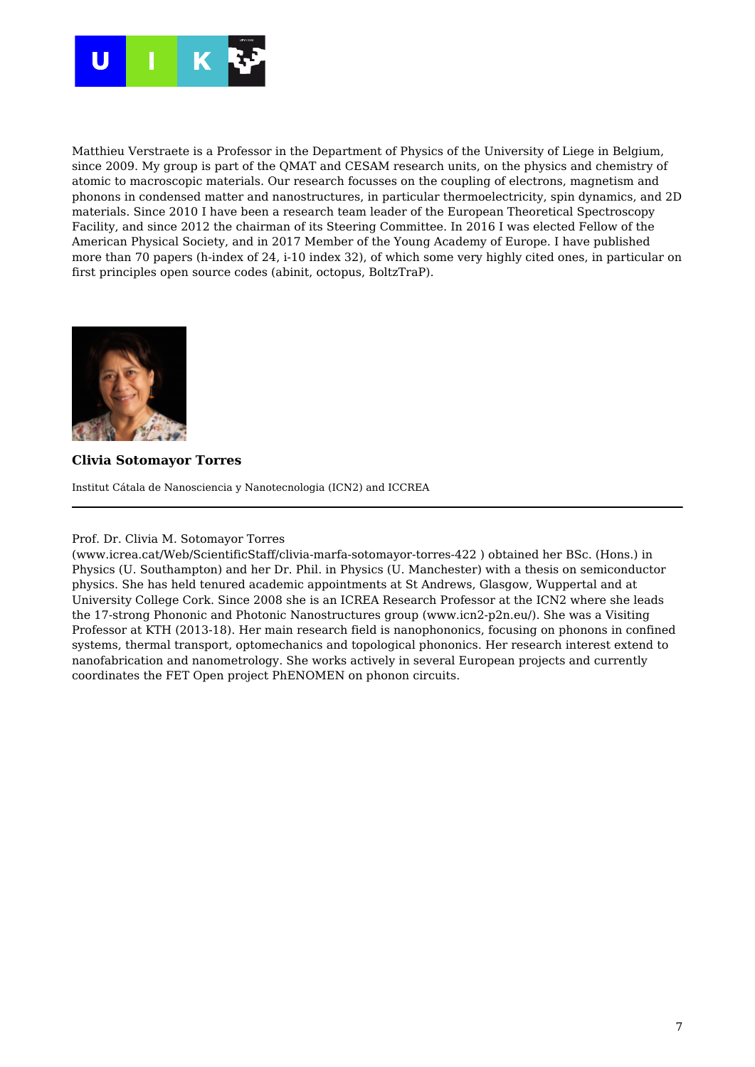Matthieu Verstraete is a Professor in the Department of Physics of the University of Liege in Belgium, since 2009. My group is part of the QMAT and CESAM research units, on the physics and chemistry of atomic to macroscopic materials. Our research focusses on the coupling of electrons, magnetism and phonons in condensed matter and nanostructures, in particular thermoelectricity, spin dynamics, and 2D materials. Since 2010 I have been a research team leader of the European Theoretical Spectroscopy Facility, and since 2012 the chairman of its Steering Committee. In 2016 I was elected Fellow of the American Physical Society, and in 2017 Member of the Young Academy of Europe. I have published more than 70 papers (h-index of 24, i-10 index 32), of which some very highly cited ones, in particular on first principles open source codes (abinit, octopus, BoltzTraP).

**Clivia Sotomayor Torres**

Institut Cátala de Nanosciencia y Nanotecnologia (ICN2) and ICCREA

---

Prof. Dr. Clivia M. Sotomayor Torres (www.icrea.cat/Web/ScientificStaff/clivia-marfa-sotomayor-torres-422 ) obtained her BSc. (Hons.) in Physics (U. Southampton) and her Dr. Phil. in Physics (U. Manchester) with a thesis on semiconductor physics. She has held tenured academic appointments at St Andrews, Glasgow, Wuppertal and at University College Cork. Since 2008 she is an ICREA Research Professor at the ICN2 where she leads the 17-strong Phononic and Photonic Nanostructures group (www.icn2-p2n.eu/). She was a Visiting Professor at KTH (2013-18). Her main research field is nanophononics, focusing on phonons in confined systems, thermal transport, optomechanics and topological phononics. Her research interest extend to nanofabrication and nanometrology. She works actively in several European projects and currently coordinates the FET Open project PhENOMEN on phonon circuits.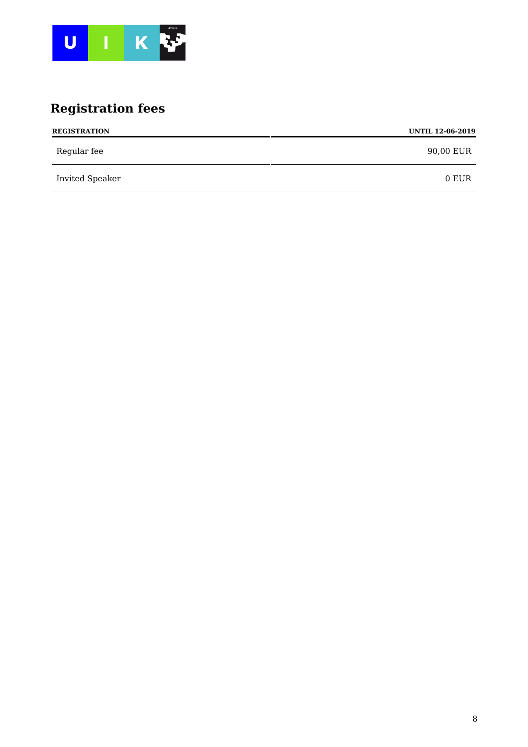## Registration fees

| REGISTRATION | UNTIL 12-06-2019 |
| --- | --- |
| Regular fee | 90,00 EUR |
| Invited Speaker | 0 EUR |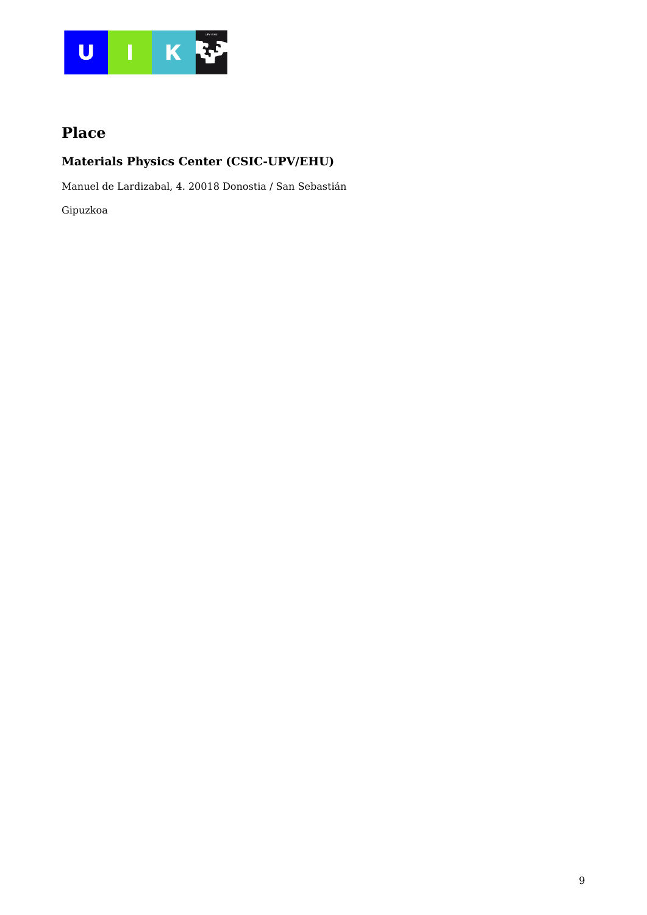# Place

## Materials Physics Center (CSIC-UPV/EHU)

Manuel de Lardizabal, 4. 20018 Donostia / San Sebastián

Gipuzkoa